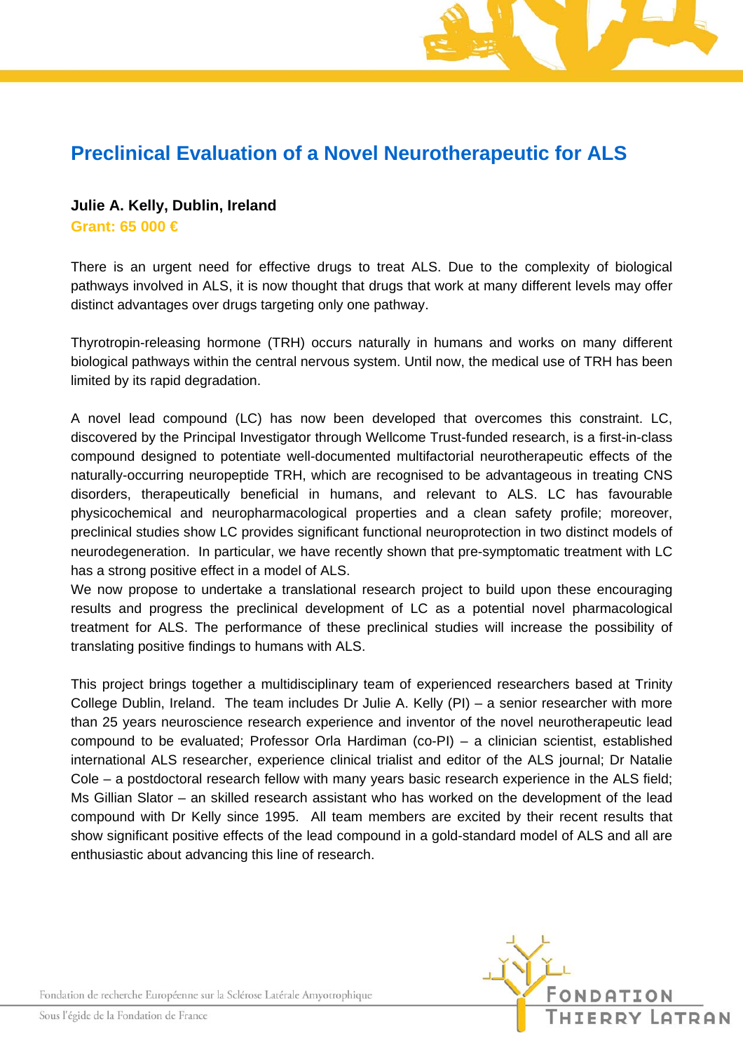# Preclinical Evaluation of a Novel Neurotherapeutic for ALS

**Julie A. Kelly, Dublin, Ireland**

**Grant: 65 000 €**

There is an urgent need for effective drugs to treat ALS. Due to the complexity of biological pathways involved in ALS, it is now thought that drugs that work at many different levels may offer distinct advantages over drugs targeting only one pathway.

Thyrotropin-releasing hormone (TRH) occurs naturally in humans and works on many different biological pathways within the central nervous system. Until now, the medical use of TRH has been limited by its rapid degradation.

A novel lead compound (LC) has now been developed that overcomes this constraint. LC, discovered by the Principal Investigator through Wellcome Trust-funded research, is a first-in-class compound designed to potentiate well-documented multifactorial neurotherapeutic effects of the naturally-occurring neuropeptide TRH, which are recognised to be advantageous in treating CNS disorders, therapeutically beneficial in humans, and relevant to ALS. LC has favourable physicochemical and neuropharmacological properties and a clean safety profile; moreover, preclinical studies show LC provides significant functional neuroprotection in two distinct models of neurodegeneration. In particular, we have recently shown that pre-symptomatic treatment with LC has a strong positive effect in a model of ALS.
We now propose to undertake a translational research project to build upon these encouraging results and progress the preclinical development of LC as a potential novel pharmacological treatment for ALS. The performance of these preclinical studies will increase the possibility of translating positive findings to humans with ALS.

This project brings together a multidisciplinary team of experienced researchers based at Trinity College Dublin, Ireland. The team includes Dr Julie A. Kelly (PI) – a senior researcher with more than 25 years neuroscience research experience and inventor of the novel neurotherapeutic lead compound to be evaluated; Professor Orla Hardiman (co-PI) – a clinician scientist, established international ALS researcher, experience clinical trialist and editor of the ALS journal; Dr Natalie Cole – a postdoctoral research fellow with many years basic research experience in the ALS field; Ms Gillian Slator – an skilled research assistant who has worked on the development of the lead compound with Dr Kelly since 1995. All team members are excited by their recent results that show significant positive effects of the lead compound in a gold-standard model of ALS and all are enthusiastic about advancing this line of research.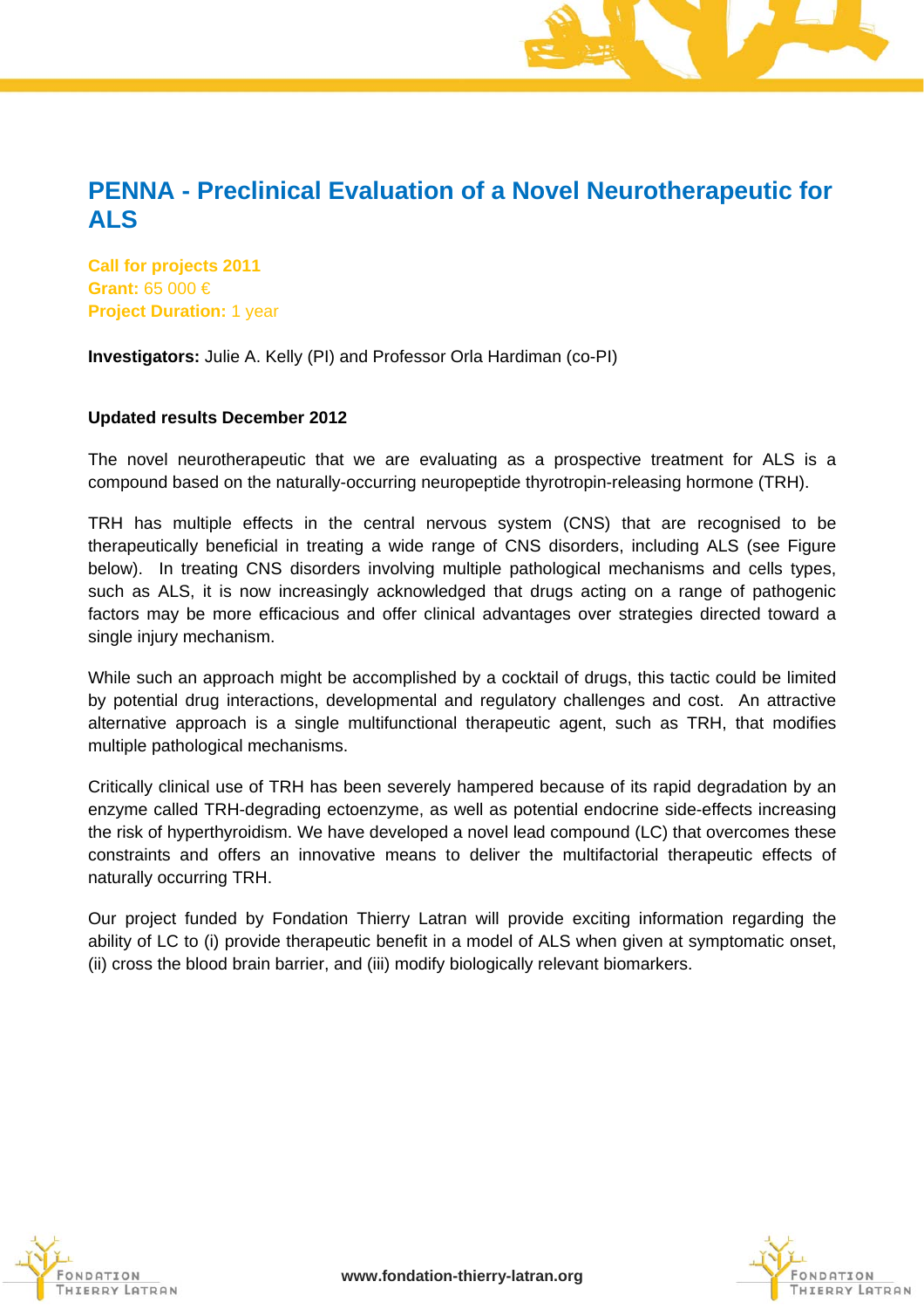# PENNA - Preclinical Evaluation of a Novel Neurotherapeutic for ALS

**Call for projects 2011**
**Grant:** 65 000 €
**Project Duration:** 1 year

**Investigators:** Julie A. Kelly (PI) and Professor Orla Hardiman (co-PI)

**Updated results December 2012**

The novel neurotherapeutic that we are evaluating as a prospective treatment for ALS is a compound based on the naturally-occurring neuropeptide thyrotropin-releasing hormone (TRH).

TRH has multiple effects in the central nervous system (CNS) that are recognised to be therapeutically beneficial in treating a wide range of CNS disorders, including ALS (see Figure below). In treating CNS disorders involving multiple pathological mechanisms and cells types, such as ALS, it is now increasingly acknowledged that drugs acting on a range of pathogenic factors may be more efficacious and offer clinical advantages over strategies directed toward a single injury mechanism.

While such an approach might be accomplished by a cocktail of drugs, this tactic could be limited by potential drug interactions, developmental and regulatory challenges and cost. An attractive alternative approach is a single multifunctional therapeutic agent, such as TRH, that modifies multiple pathological mechanisms.

Critically clinical use of TRH has been severely hampered because of its rapid degradation by an enzyme called TRH-degrading ectoenzyme, as well as potential endocrine side-effects increasing the risk of hyperthyroidism. We have developed a novel lead compound (LC) that overcomes these constraints and offers an innovative means to deliver the multifactorial therapeutic effects of naturally occurring TRH.

Our project funded by Fondation Thierry Latran will provide exciting information regarding the ability of LC to (i) provide therapeutic benefit in a model of ALS when given at symptomatic onset, (ii) cross the blood brain barrier, and (iii) modify biologically relevant biomarkers.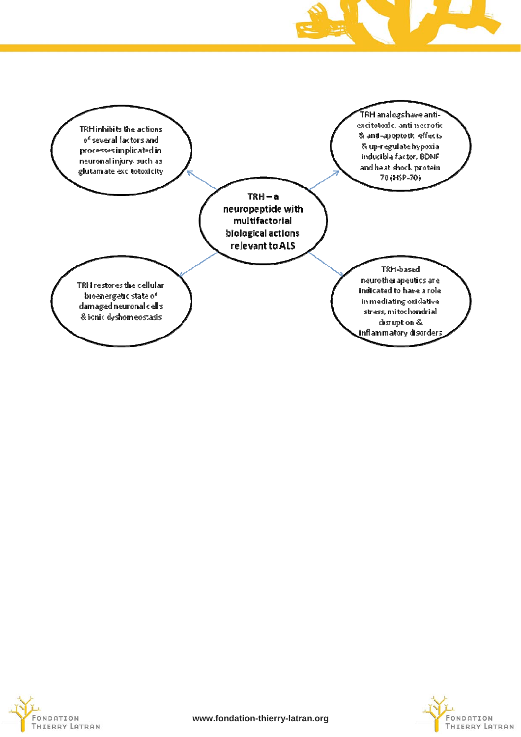TRH – a neuropeptide with multifactorial biological actions relevant to ALS

TRH inhibits the actions of several factors and processes implicated in neuronal injury such as glutamate excitotoxicity

TRH analogs have anti-excitotoxic, anti necrotic & anti-apoptotic effects & up-regulate hypoxia inducible factor, BDNF and heat shock protein 70 (HSP-70)

TRH restores the cellular bioenergetic state of damaged neuronal cells & ionic dyshomeostasis

TRH-based neurotherapeutics are indicated to have a role in mediating oxidative stress, mitochondrial disruption & inflammatory disorders